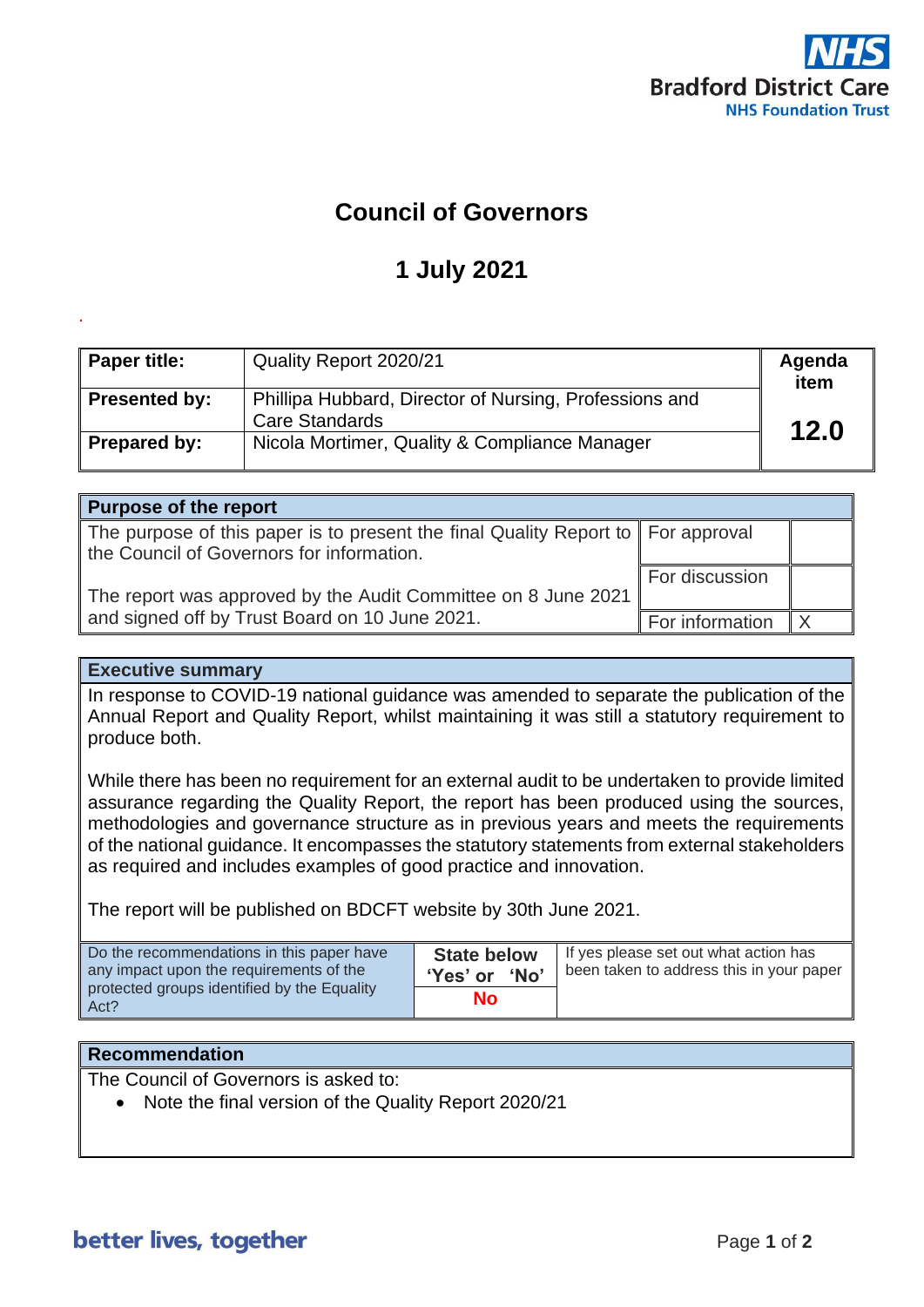NHS Bradford District Care NHS Foundation Trust

# Council of Governors

## 1 July 2021

| **Paper title:** | Quality Report 2020/21 | **Agenda item** |
|---|---|---|
| **Presented by:** | Phillipa Hubbard, Director of Nursing, Professions and Care Standards | **12.0** |
| **Prepared by:** | Nicola Mortimer, Quality & Compliance Manager | |

| **Purpose of the report** | | |
|---|---|---|
| The purpose of this paper is to present the final Quality Report to the Council of Governors for information.<br><br>The report was approved by the Audit Committee on 8 June 2021 and signed off by Trust Board on 10 June 2021. | For approval | |
| | For discussion | |
| | For information | X |

**Executive summary**

In response to COVID-19 national guidance was amended to separate the publication of the Annual Report and Quality Report, whilst maintaining it was still a statutory requirement to produce both.

While there has been no requirement for an external audit to be undertaken to provide limited assurance regarding the Quality Report, the report has been produced using the sources, methodologies and governance structure as in previous years and meets the requirements of the national guidance. It encompasses the statutory statements from external stakeholders as required and includes examples of good practice and innovation.

The report will be published on BDCFT website by 30th June 2021.

| Do the recommendations in this paper have any impact upon the requirements of the protected groups identified by the Equality Act? | **State below 'Yes' or 'No'** | If yes please set out what action has been taken to address this in your paper |
|---|---|---|
| | **No** | |

**Recommendation**

The Council of Governors is asked to:

- Note the final version of the Quality Report 2020/21

better lives, together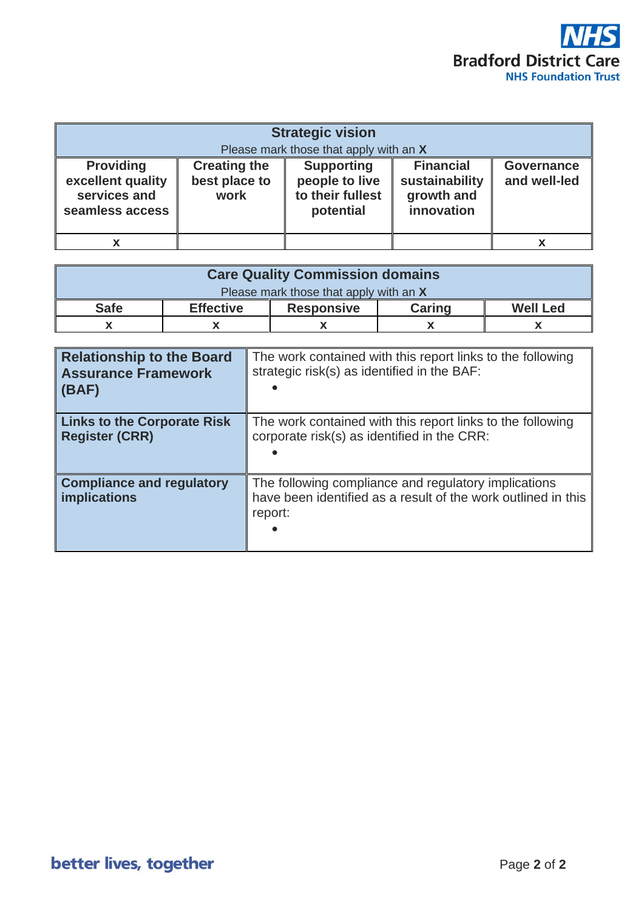| Strategic vision<br>Please mark those that apply with an **X** | | | | |
|---|---|---|---|---|
| **Providing excellent quality services and seamless access** | **Creating the best place to work** | **Supporting people to live to their fullest potential** | **Financial sustainability growth and innovation** | **Governance and well-led** |
| x | | | | x |

| Care Quality Commission domains<br>Please mark those that apply with an **X** | | | | |
|---|---|---|---|---|
| **Safe** | **Effective** | **Responsive** | **Caring** | **Well Led** |
| x | x | x | x | x |

| | |
|---|---|
| **Relationship to the Board Assurance Framework (BAF)** | The work contained with this report links to the following strategic risk(s) as identified in the BAF:<br>• |
| **Links to the Corporate Risk Register (CRR)** | The work contained with this report links to the following corporate risk(s) as identified in the CRR:<br>• |
| **Compliance and regulatory implications** | The following compliance and regulatory implications have been identified as a result of the work outlined in this report:<br>• |